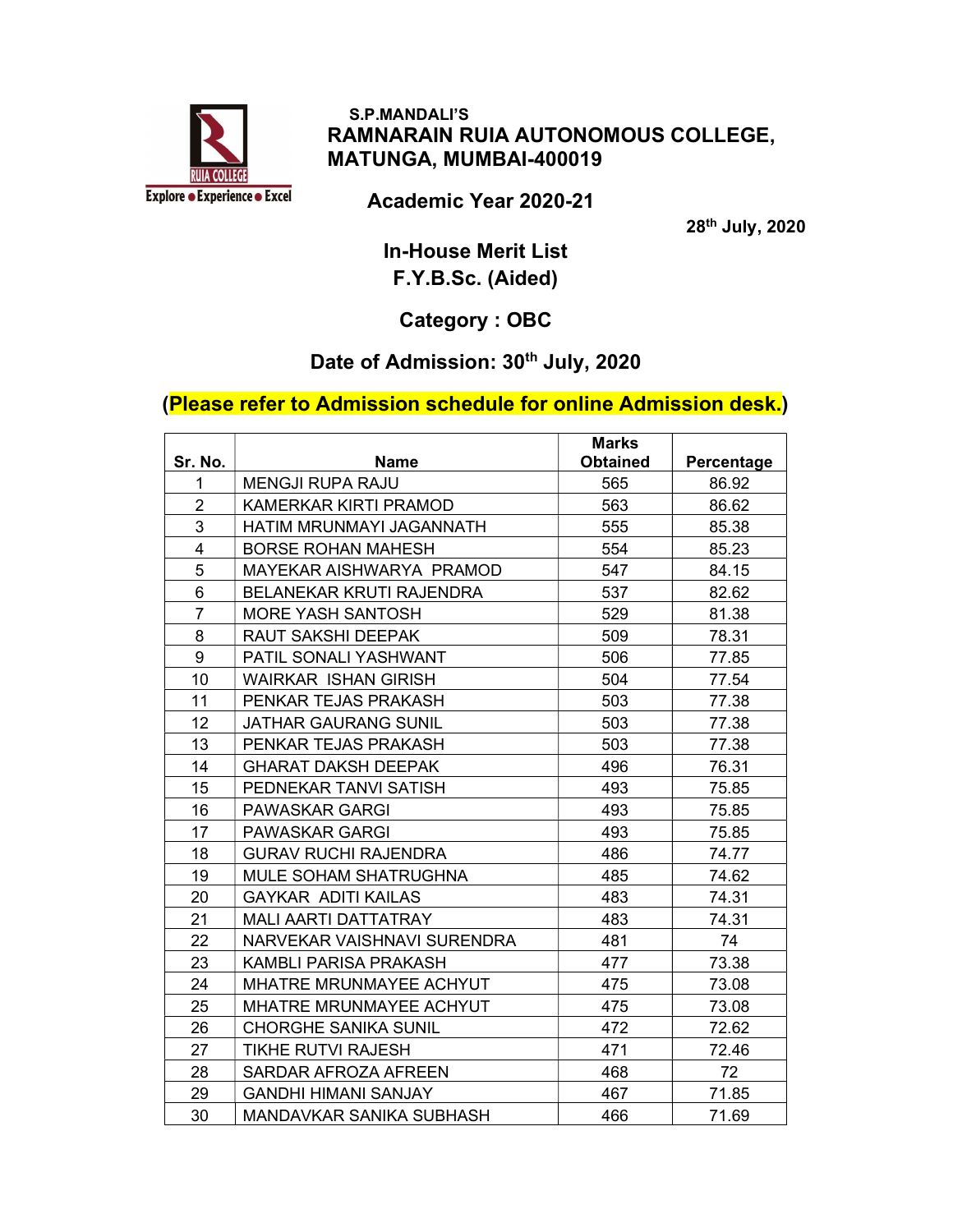S.P.MANDALI'S

# RAMNARAIN RUIA AUTONOMOUS COLLEGE, MATUNGA, MUMBAI-400019

## Academic Year 2020-21

28th July, 2020

## In-House Merit List
## F.Y.B.Sc. (Aided)

## Category : OBC

## Date of Admission: 30th July, 2020

**(Please refer to Admission schedule for online Admission desk.)**

| Sr. No. | Name | Marks Obtained | Percentage |
|---|---|---|---|
| 1 | MENGJI RUPA RAJU | 565 | 86.92 |
| 2 | KAMERKAR KIRTI PRAMOD | 563 | 86.62 |
| 3 | HATIM MRUNMAYI JAGANNATH | 555 | 85.38 |
| 4 | BORSE ROHAN MAHESH | 554 | 85.23 |
| 5 | MAYEKAR AISHWARYA PRAMOD | 547 | 84.15 |
| 6 | BELANEKAR KRUTI RAJENDRA | 537 | 82.62 |
| 7 | MORE YASH SANTOSH | 529 | 81.38 |
| 8 | RAUT SAKSHI DEEPAK | 509 | 78.31 |
| 9 | PATIL SONALI YASHWANT | 506 | 77.85 |
| 10 | WAIRKAR ISHAN GIRISH | 504 | 77.54 |
| 11 | PENKAR TEJAS PRAKASH | 503 | 77.38 |
| 12 | JATHAR GAURANG SUNIL | 503 | 77.38 |
| 13 | PENKAR TEJAS PRAKASH | 503 | 77.38 |
| 14 | GHARAT DAKSH DEEPAK | 496 | 76.31 |
| 15 | PEDNEKAR TANVI SATISH | 493 | 75.85 |
| 16 | PAWASKAR GARGI | 493 | 75.85 |
| 17 | PAWASKAR GARGI | 493 | 75.85 |
| 18 | GURAV RUCHI RAJENDRA | 486 | 74.77 |
| 19 | MULE SOHAM SHATRUGHNA | 485 | 74.62 |
| 20 | GAYKAR ADITI KAILAS | 483 | 74.31 |
| 21 | MALI AARTI DATTATRAY | 483 | 74.31 |
| 22 | NARVEKAR VAISHNAVI SURENDRA | 481 | 74 |
| 23 | KAMBLI PARISA PRAKASH | 477 | 73.38 |
| 24 | MHATRE MRUNMAYEE ACHYUT | 475 | 73.08 |
| 25 | MHATRE MRUNMAYEE ACHYUT | 475 | 73.08 |
| 26 | CHORGHE SANIKA SUNIL | 472 | 72.62 |
| 27 | TIKHE RUTVI RAJESH | 471 | 72.46 |
| 28 | SARDAR AFROZA AFREEN | 468 | 72 |
| 29 | GANDHI HIMANI SANJAY | 467 | 71.85 |
| 30 | MANDAVKAR SANIKA SUBHASH | 466 | 71.69 |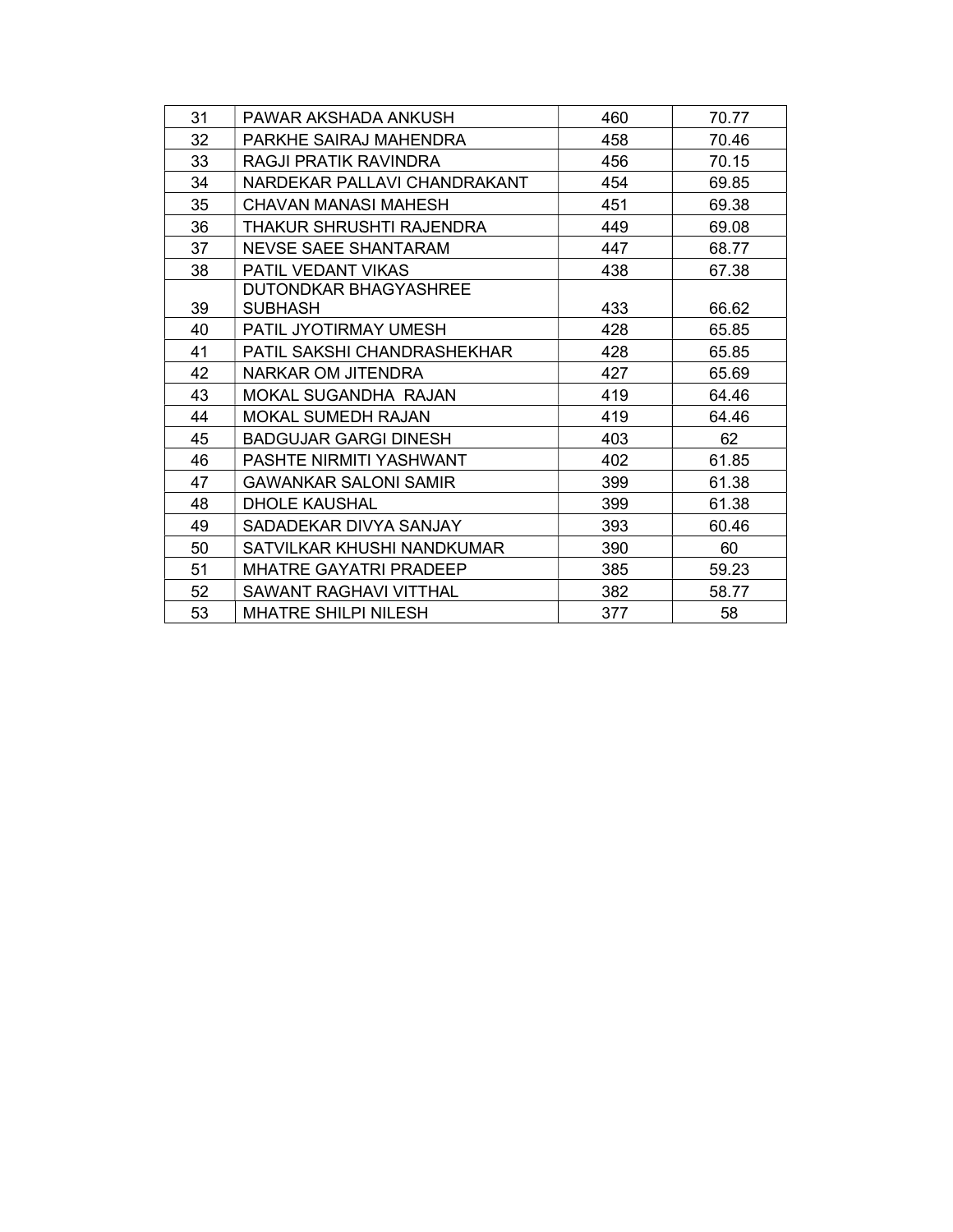| | | | |
|---|---|---|---|
| 31 | PAWAR AKSHADA ANKUSH | 460 | 70.77 |
| 32 | PARKHE SAIRAJ MAHENDRA | 458 | 70.46 |
| 33 | RAGJI PRATIK RAVINDRA | 456 | 70.15 |
| 34 | NARDEKAR PALLAVI CHANDRAKANT | 454 | 69.85 |
| 35 | CHAVAN MANASI MAHESH | 451 | 69.38 |
| 36 | THAKUR SHRUSHTI RAJENDRA | 449 | 69.08 |
| 37 | NEVSE SAEE SHANTARAM | 447 | 68.77 |
| 38 | PATIL VEDANT VIKAS | 438 | 67.38 |
| 39 | DUTONDKAR BHAGYASHREE SUBHASH | 433 | 66.62 |
| 40 | PATIL JYOTIRMAY UMESH | 428 | 65.85 |
| 41 | PATIL SAKSHI CHANDRASHEKHAR | 428 | 65.85 |
| 42 | NARKAR OM JITENDRA | 427 | 65.69 |
| 43 | MOKAL SUGANDHA RAJAN | 419 | 64.46 |
| 44 | MOKAL SUMEDH RAJAN | 419 | 64.46 |
| 45 | BADGUJAR GARGI DINESH | 403 | 62 |
| 46 | PASHTE NIRMITI YASHWANT | 402 | 61.85 |
| 47 | GAWANKAR SALONI SAMIR | 399 | 61.38 |
| 48 | DHOLE KAUSHAL | 399 | 61.38 |
| 49 | SADADEKAR DIVYA SANJAY | 393 | 60.46 |
| 50 | SATVILKAR KHUSHI NANDKUMAR | 390 | 60 |
| 51 | MHATRE GAYATRI PRADEEP | 385 | 59.23 |
| 52 | SAWANT RAGHAVI VITTHAL | 382 | 58.77 |
| 53 | MHATRE SHILPI NILESH | 377 | 58 |